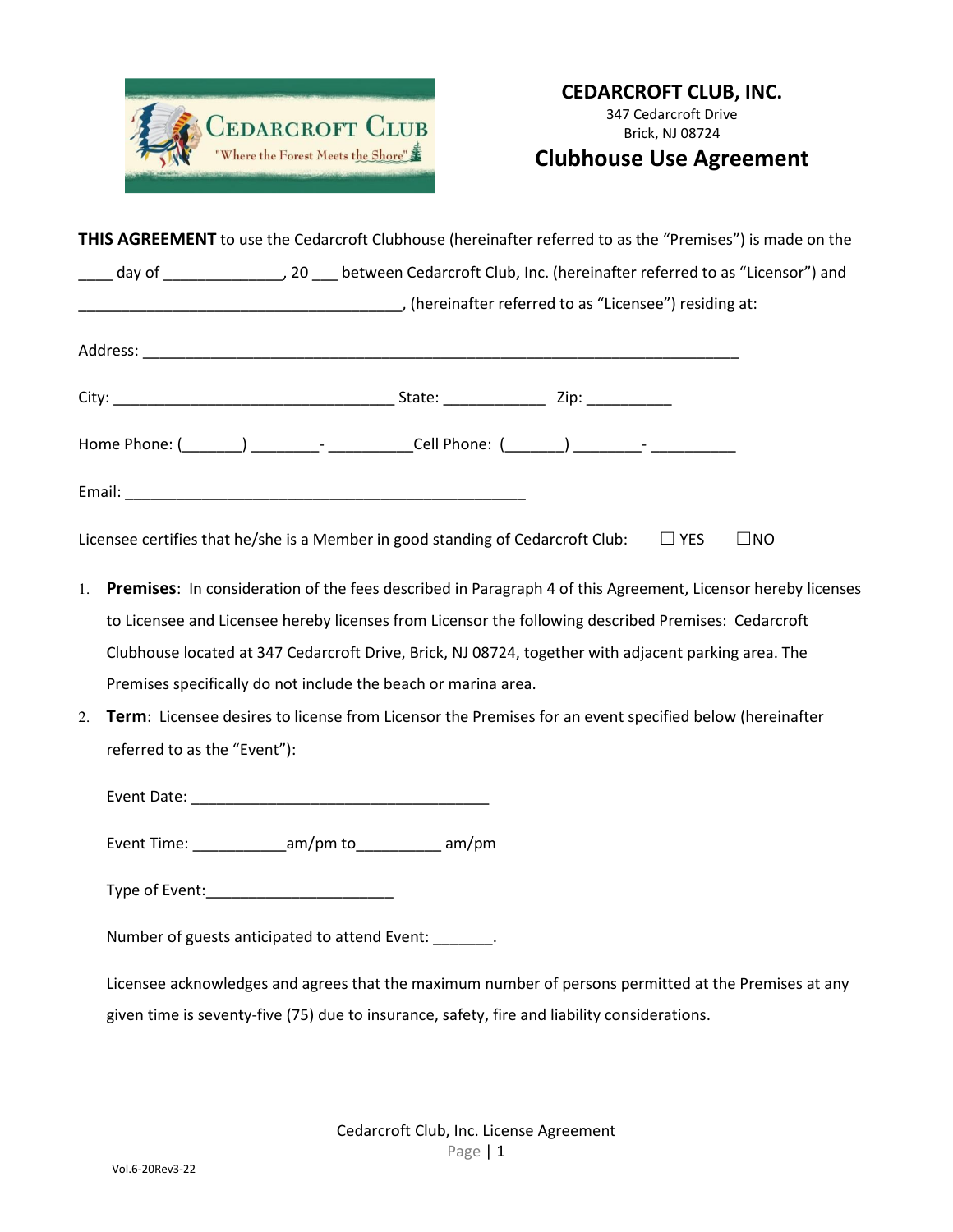# CEDARCROFT CLUB, INC.

347 Cedarcroft Drive
Brick, NJ 08724

## Clubhouse Use Agreement

**THIS AGREEMENT** to use the Cedarcroft Clubhouse (hereinafter referred to as the "Premises") is made on the ____ day of ______________, 20 ___ between Cedarcroft Club, Inc. (hereinafter referred to as "Licensor") and ______________________________________, (hereinafter referred to as "Licensee") residing at:

Address: ________________________________________________________________________

City: _________________________________ State: ____________ Zip: __________

Home Phone: (_______) ________- __________Cell Phone: (_______) ________- __________

Email: _________________________________________________

Licensee certifies that he/she is a Member in good standing of Cedarcroft Club: ☐ YES ☐NO

1. **Premises**: In consideration of the fees described in Paragraph 4 of this Agreement, Licensor hereby licenses to Licensee and Licensee hereby licenses from Licensor the following described Premises: Cedarcroft Clubhouse located at 347 Cedarcroft Drive, Brick, NJ 08724, together with adjacent parking area. The Premises specifically do not include the beach or marina area.
2. **Term**: Licensee desires to license from Licensor the Premises for an event specified below (hereinafter referred to as the "Event"):

   Event Date: ____________________________________

   Event Time: ___________am/pm to__________ am/pm

   Type of Event:______________________

   Number of guests anticipated to attend Event: _______.

   Licensee acknowledges and agrees that the maximum number of persons permitted at the Premises at any given time is seventy-five (75) due to insurance, safety, fire and liability considerations.

Vol.6-20Rev3-22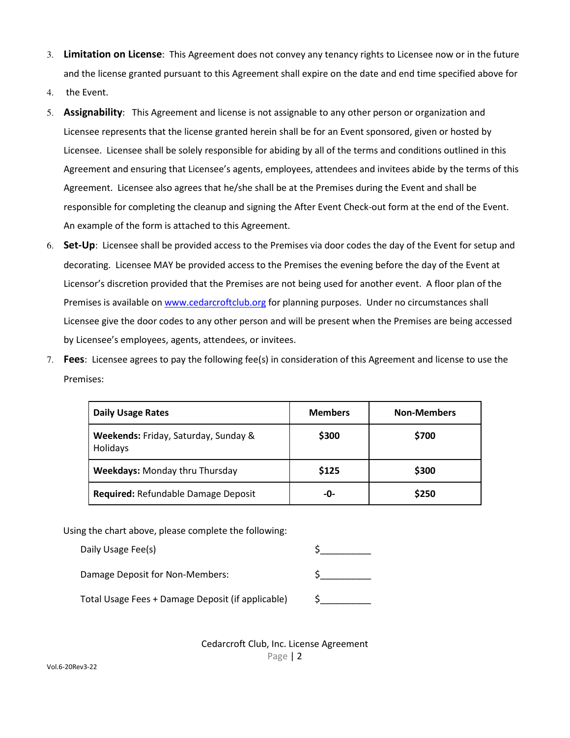3. **Limitation on License**: This Agreement does not convey any tenancy rights to Licensee now or in the future and the license granted pursuant to this Agreement shall expire on the date and end time specified above for
4. the Event.
5. **Assignability**: This Agreement and license is not assignable to any other person or organization and Licensee represents that the license granted herein shall be for an Event sponsored, given or hosted by Licensee. Licensee shall be solely responsible for abiding by all of the terms and conditions outlined in this Agreement and ensuring that Licensee's agents, employees, attendees and invitees abide by the terms of this Agreement. Licensee also agrees that he/she shall be at the Premises during the Event and shall be responsible for completing the cleanup and signing the After Event Check-out form at the end of the Event. An example of the form is attached to this Agreement.
6. **Set-Up**: Licensee shall be provided access to the Premises via door codes the day of the Event for setup and decorating. Licensee MAY be provided access to the Premises the evening before the day of the Event at Licensor's discretion provided that the Premises are not being used for another event. A floor plan of the Premises is available on [www.cedarcroftclub.org](http://www.cedarcroftclub.org) for planning purposes. Under no circumstances shall Licensee give the door codes to any other person and will be present when the Premises are being accessed by Licensee's employees, agents, attendees, or invitees.
7. **Fees**: Licensee agrees to pay the following fee(s) in consideration of this Agreement and license to use the Premises:

| Daily Usage Rates | Members | Non-Members |
|---|---|---|
| **Weekends:** Friday, Saturday, Sunday & Holidays | **$300** | **$700** |
| **Weekdays:** Monday thru Thursday | **$125** | **$300** |
| **Required:** Refundable Damage Deposit | **-0-** | **$250** |

Using the chart above, please complete the following:

Daily Usage Fee(s) $__________

Damage Deposit for Non-Members: $__________

Total Usage Fees + Damage Deposit (if applicable) $__________

Cedarcroft Club, Inc. License Agreement

Vol.6-20Rev3-22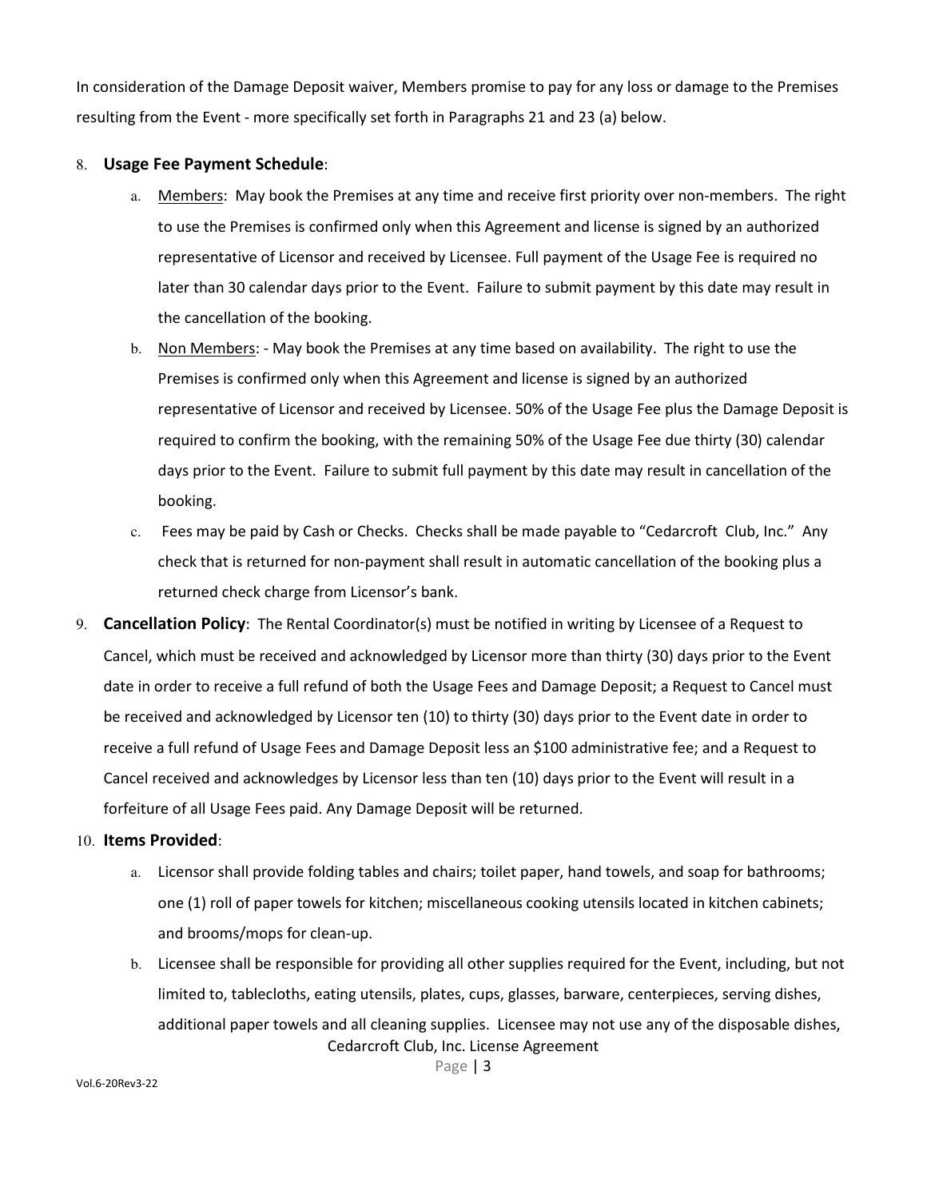In consideration of the Damage Deposit waiver, Members promise to pay for any loss or damage to the Premises resulting from the Event - more specifically set forth in Paragraphs 21 and 23 (a) below.

8. **Usage Fee Payment Schedule**:
    a. Members: May book the Premises at any time and receive first priority over non-members. The right to use the Premises is confirmed only when this Agreement and license is signed by an authorized representative of Licensor and received by Licensee. Full payment of the Usage Fee is required no later than 30 calendar days prior to the Event. Failure to submit payment by this date may result in the cancellation of the booking.
    b. Non Members: - May book the Premises at any time based on availability. The right to use the Premises is confirmed only when this Agreement and license is signed by an authorized representative of Licensor and received by Licensee. 50% of the Usage Fee plus the Damage Deposit is required to confirm the booking, with the remaining 50% of the Usage Fee due thirty (30) calendar days prior to the Event. Failure to submit full payment by this date may result in cancellation of the booking.
    c. Fees may be paid by Cash or Checks. Checks shall be made payable to "Cedarcroft Club, Inc." Any check that is returned for non-payment shall result in automatic cancellation of the booking plus a returned check charge from Licensor's bank.

9. **Cancellation Policy**: The Rental Coordinator(s) must be notified in writing by Licensee of a Request to Cancel, which must be received and acknowledged by Licensor more than thirty (30) days prior to the Event date in order to receive a full refund of both the Usage Fees and Damage Deposit; a Request to Cancel must be received and acknowledged by Licensor ten (10) to thirty (30) days prior to the Event date in order to receive a full refund of Usage Fees and Damage Deposit less an $100 administrative fee; and a Request to Cancel received and acknowledges by Licensor less than ten (10) days prior to the Event will result in a forfeiture of all Usage Fees paid. Any Damage Deposit will be returned.

10. **Items Provided**:
    a. Licensor shall provide folding tables and chairs; toilet paper, hand towels, and soap for bathrooms; one (1) roll of paper towels for kitchen; miscellaneous cooking utensils located in kitchen cabinets; and brooms/mops for clean-up.
    b. Licensee shall be responsible for providing all other supplies required for the Event, including, but not limited to, tablecloths, eating utensils, plates, cups, glasses, barware, centerpieces, serving dishes, additional paper towels and all cleaning supplies. Licensee may not use any of the disposable dishes,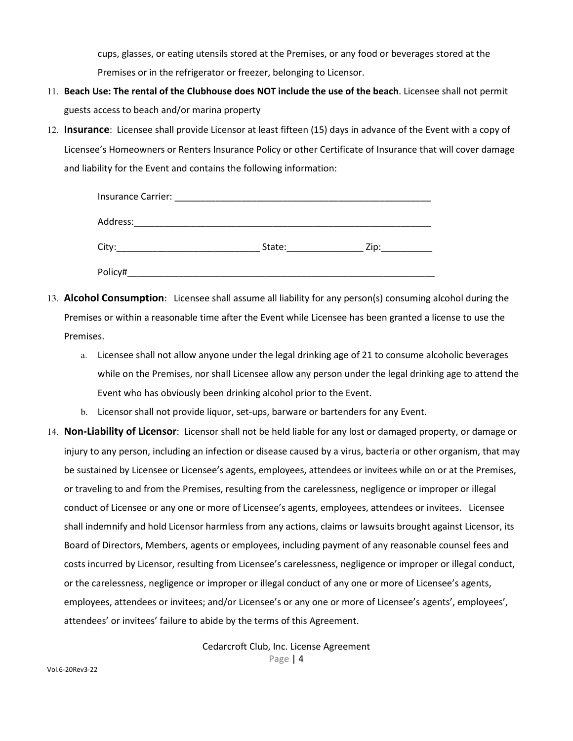cups, glasses, or eating utensils stored at the Premises, or any food or beverages stored at the Premises or in the refrigerator or freezer, belonging to Licensor.

11. **Beach Use: The rental of the Clubhouse does NOT include the use of the beach**. Licensee shall not permit guests access to beach and/or marina property
12. **Insurance**: Licensee shall provide Licensor at least fifteen (15) days in advance of the Event with a copy of Licensee's Homeowners or Renters Insurance Policy or other Certificate of Insurance that will cover damage and liability for the Event and contains the following information:

    Insurance Carrier: ____________________________________________________

    Address:____________________________________________________________

    City:____________________________ State:_______________ Zip:__________

    Policy#______________________________________________________________

13. **Alcohol Consumption**: Licensee shall assume all liability for any person(s) consuming alcohol during the Premises or within a reasonable time after the Event while Licensee has been granted a license to use the Premises.
    a. Licensee shall not allow anyone under the legal drinking age of 21 to consume alcoholic beverages while on the Premises, nor shall Licensee allow any person under the legal drinking age to attend the Event who has obviously been drinking alcohol prior to the Event.
    b. Licensor shall not provide liquor, set-ups, barware or bartenders for any Event.
14. **Non-Liability of Licensor**: Licensor shall not be held liable for any lost or damaged property, or damage or injury to any person, including an infection or disease caused by a virus, bacteria or other organism, that may be sustained by Licensee or Licensee's agents, employees, attendees or invitees while on or at the Premises, or traveling to and from the Premises, resulting from the carelessness, negligence or improper or illegal conduct of Licensee or any one or more of Licensee's agents, employees, attendees or invitees. Licensee shall indemnify and hold Licensor harmless from any actions, claims or lawsuits brought against Licensor, its Board of Directors, Members, agents or employees, including payment of any reasonable counsel fees and costs incurred by Licensor, resulting from Licensee's carelessness, negligence or improper or illegal conduct, or the carelessness, negligence or improper or illegal conduct of any one or more of Licensee's agents, employees, attendees or invitees; and/or Licensee's or any one or more of Licensee's agents', employees', attendees' or invitees' failure to abide by the terms of this Agreement.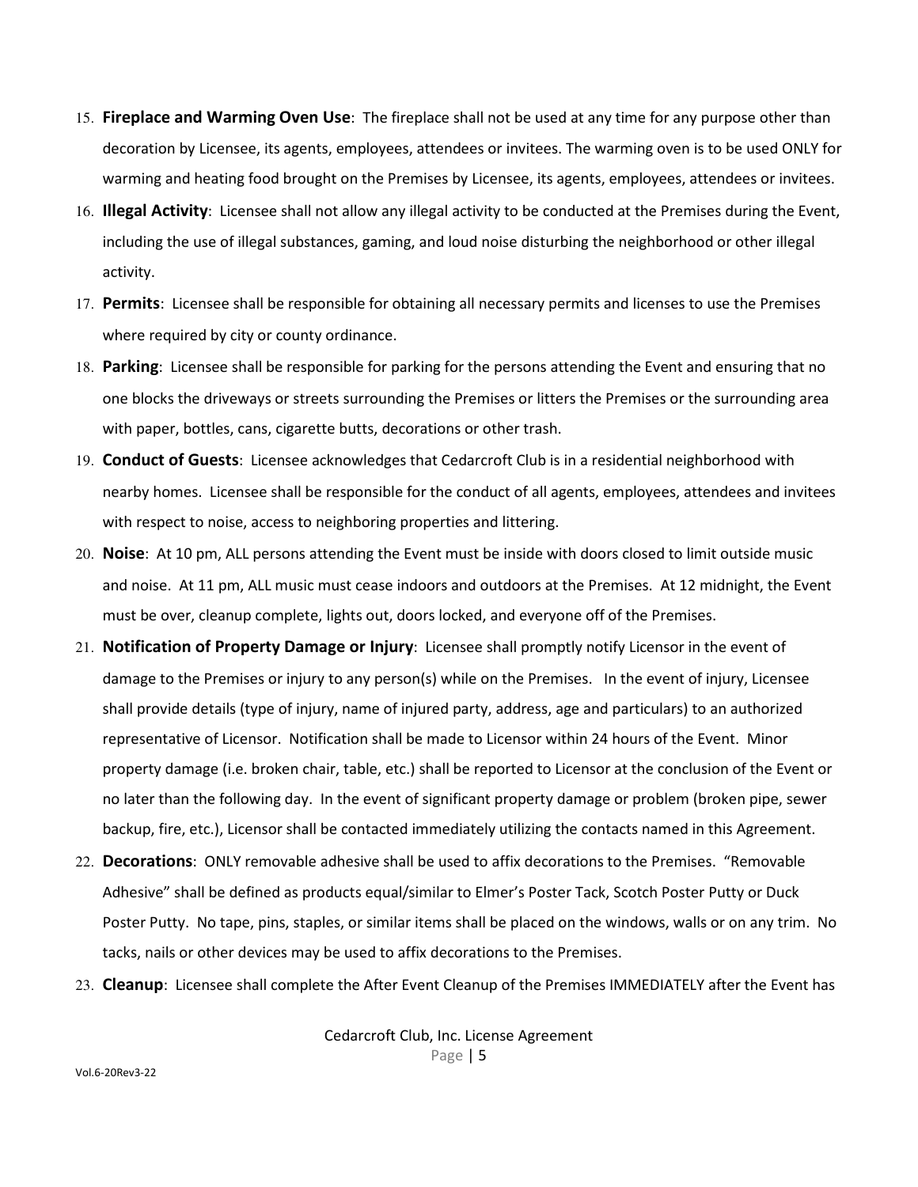15. **Fireplace and Warming Oven Use**: The fireplace shall not be used at any time for any purpose other than decoration by Licensee, its agents, employees, attendees or invitees. The warming oven is to be used ONLY for warming and heating food brought on the Premises by Licensee, its agents, employees, attendees or invitees.
16. **Illegal Activity**: Licensee shall not allow any illegal activity to be conducted at the Premises during the Event, including the use of illegal substances, gaming, and loud noise disturbing the neighborhood or other illegal activity.
17. **Permits**: Licensee shall be responsible for obtaining all necessary permits and licenses to use the Premises where required by city or county ordinance.
18. **Parking**: Licensee shall be responsible for parking for the persons attending the Event and ensuring that no one blocks the driveways or streets surrounding the Premises or litters the Premises or the surrounding area with paper, bottles, cans, cigarette butts, decorations or other trash.
19. **Conduct of Guests**: Licensee acknowledges that Cedarcroft Club is in a residential neighborhood with nearby homes. Licensee shall be responsible for the conduct of all agents, employees, attendees and invitees with respect to noise, access to neighboring properties and littering.
20. **Noise**: At 10 pm, ALL persons attending the Event must be inside with doors closed to limit outside music and noise. At 11 pm, ALL music must cease indoors and outdoors at the Premises. At 12 midnight, the Event must be over, cleanup complete, lights out, doors locked, and everyone off of the Premises.
21. **Notification of Property Damage or Injury**: Licensee shall promptly notify Licensor in the event of damage to the Premises or injury to any person(s) while on the Premises. In the event of injury, Licensee shall provide details (type of injury, name of injured party, address, age and particulars) to an authorized representative of Licensor. Notification shall be made to Licensor within 24 hours of the Event. Minor property damage (i.e. broken chair, table, etc.) shall be reported to Licensor at the conclusion of the Event or no later than the following day. In the event of significant property damage or problem (broken pipe, sewer backup, fire, etc.), Licensor shall be contacted immediately utilizing the contacts named in this Agreement.
22. **Decorations**: ONLY removable adhesive shall be used to affix decorations to the Premises. "Removable Adhesive" shall be defined as products equal/similar to Elmer's Poster Tack, Scotch Poster Putty or Duck Poster Putty. No tape, pins, staples, or similar items shall be placed on the windows, walls or on any trim. No tacks, nails or other devices may be used to affix decorations to the Premises.
23. **Cleanup**: Licensee shall complete the After Event Cleanup of the Premises IMMEDIATELY after the Event has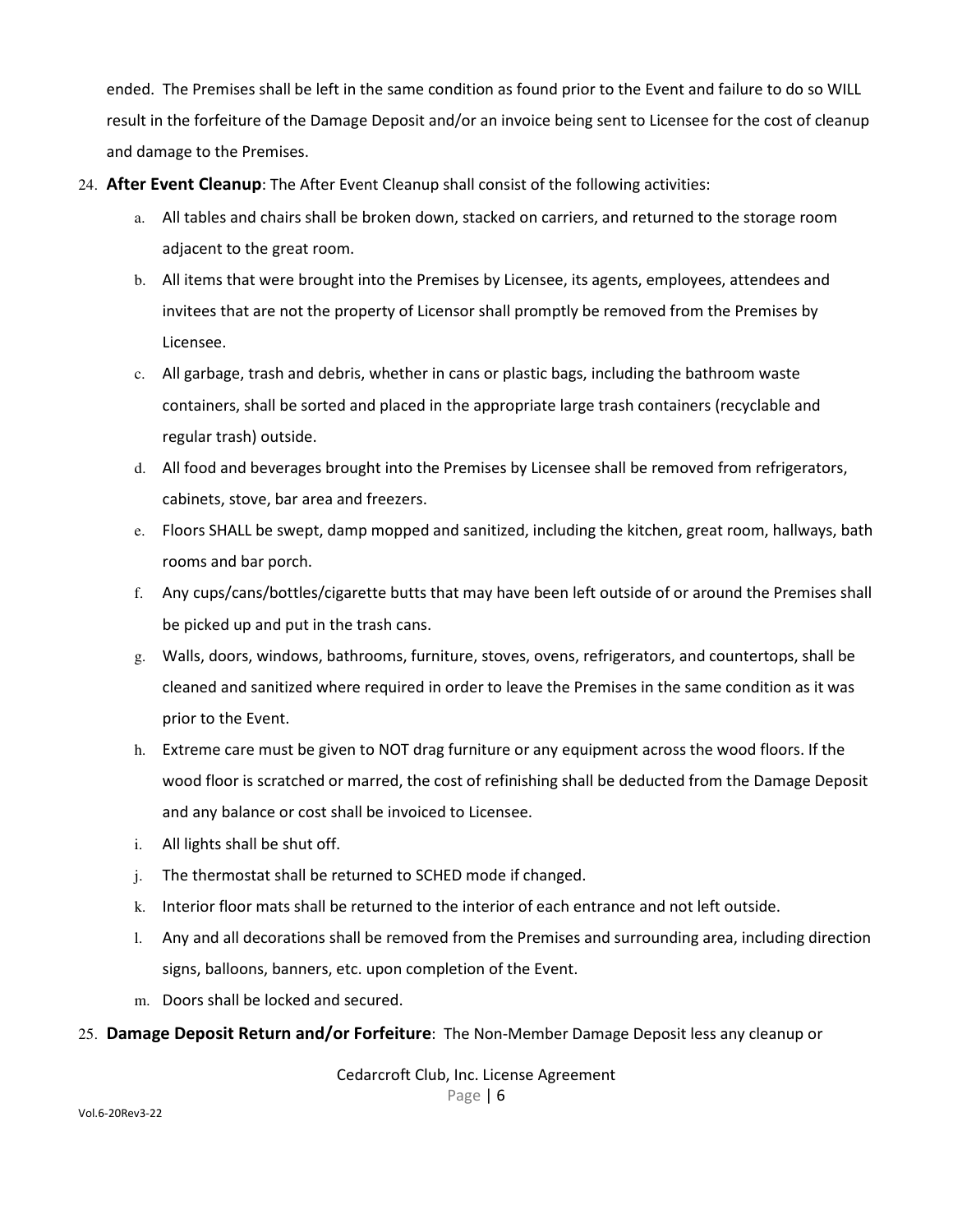ended. The Premises shall be left in the same condition as found prior to the Event and failure to do so WILL result in the forfeiture of the Damage Deposit and/or an invoice being sent to Licensee for the cost of cleanup and damage to the Premises.

24. **After Event Cleanup**: The After Event Cleanup shall consist of the following activities:
    a. All tables and chairs shall be broken down, stacked on carriers, and returned to the storage room adjacent to the great room.
    b. All items that were brought into the Premises by Licensee, its agents, employees, attendees and invitees that are not the property of Licensor shall promptly be removed from the Premises by Licensee.
    c. All garbage, trash and debris, whether in cans or plastic bags, including the bathroom waste containers, shall be sorted and placed in the appropriate large trash containers (recyclable and regular trash) outside.
    d. All food and beverages brought into the Premises by Licensee shall be removed from refrigerators, cabinets, stove, bar area and freezers.
    e. Floors SHALL be swept, damp mopped and sanitized, including the kitchen, great room, hallways, bath rooms and bar porch.
    f. Any cups/cans/bottles/cigarette butts that may have been left outside of or around the Premises shall be picked up and put in the trash cans.
    g. Walls, doors, windows, bathrooms, furniture, stoves, ovens, refrigerators, and countertops, shall be cleaned and sanitized where required in order to leave the Premises in the same condition as it was prior to the Event.
    h. Extreme care must be given to NOT drag furniture or any equipment across the wood floors. If the wood floor is scratched or marred, the cost of refinishing shall be deducted from the Damage Deposit and any balance or cost shall be invoiced to Licensee.
    i. All lights shall be shut off.
    j. The thermostat shall be returned to SCHED mode if changed.
    k. Interior floor mats shall be returned to the interior of each entrance and not left outside.
    l. Any and all decorations shall be removed from the Premises and surrounding area, including direction signs, balloons, banners, etc. upon completion of the Event.
    m. Doors shall be locked and secured.

25. **Damage Deposit Return and/or Forfeiture**: The Non-Member Damage Deposit less any cleanup or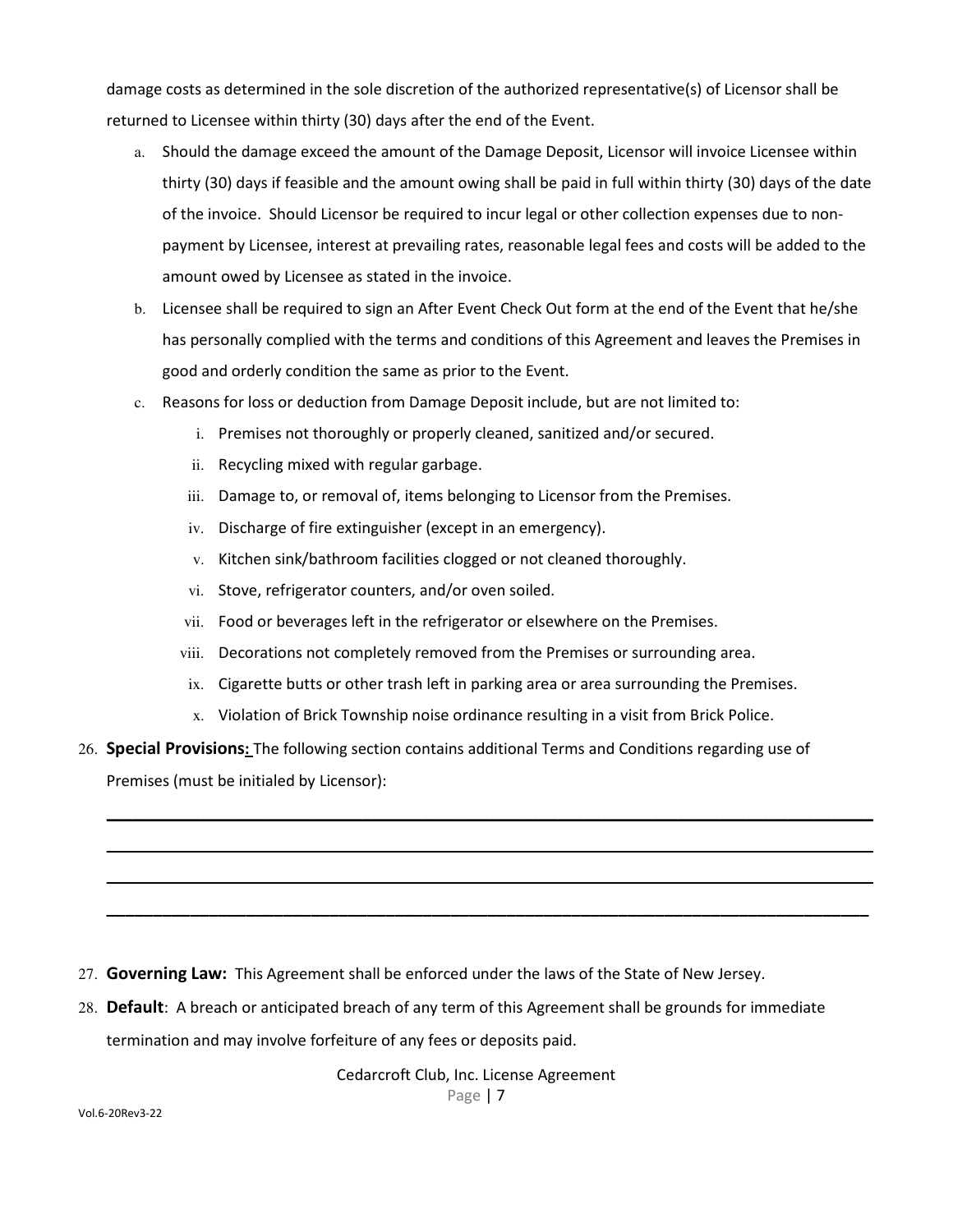damage costs as determined in the sole discretion of the authorized representative(s) of Licensor shall be returned to Licensee within thirty (30) days after the end of the Event.

a. Should the damage exceed the amount of the Damage Deposit, Licensor will invoice Licensee within thirty (30) days if feasible and the amount owing shall be paid in full within thirty (30) days of the date of the invoice. Should Licensor be required to incur legal or other collection expenses due to non-payment by Licensee, interest at prevailing rates, reasonable legal fees and costs will be added to the amount owed by Licensee as stated in the invoice.

b. Licensee shall be required to sign an After Event Check Out form at the end of the Event that he/she has personally complied with the terms and conditions of this Agreement and leaves the Premises in good and orderly condition the same as prior to the Event.

c. Reasons for loss or deduction from Damage Deposit include, but are not limited to:

   i. Premises not thoroughly or properly cleaned, sanitized and/or secured.
   
   ii. Recycling mixed with regular garbage.
   
   iii. Damage to, or removal of, items belonging to Licensor from the Premises.
   
   iv. Discharge of fire extinguisher (except in an emergency).
   
   v. Kitchen sink/bathroom facilities clogged or not cleaned thoroughly.
   
   vi. Stove, refrigerator counters, and/or oven soiled.
   
   vii. Food or beverages left in the refrigerator or elsewhere on the Premises.
   
   viii. Decorations not completely removed from the Premises or surrounding area.
   
   ix. Cigarette butts or other trash left in parking area or area surrounding the Premises.
   
   x. Violation of Brick Township noise ordinance resulting in a visit from Brick Police.

26. **Special Provisions:** The following section contains additional Terms and Conditions regarding use of Premises (must be initialed by Licensor):

_______________________________________________________________________________

_______________________________________________________________________________

_______________________________________________________________________________

_______________________________________________________________________________

27. **Governing Law:** This Agreement shall be enforced under the laws of the State of New Jersey.

28. **Default**: A breach or anticipated breach of any term of this Agreement shall be grounds for immediate termination and may involve forfeiture of any fees or deposits paid.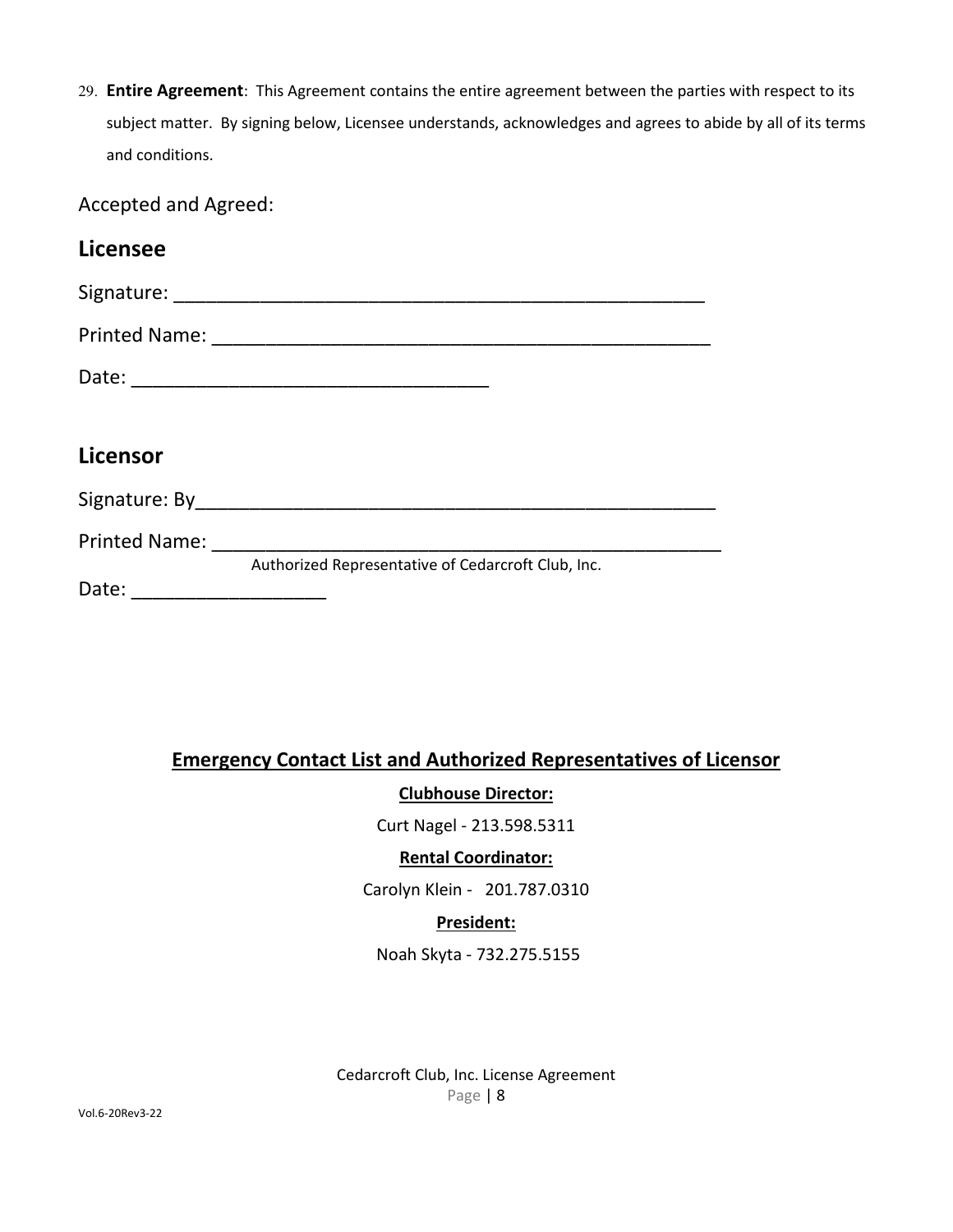29. **Entire Agreement**: This Agreement contains the entire agreement between the parties with respect to its subject matter. By signing below, Licensee understands, acknowledges and agrees to abide by all of its terms and conditions.

Accepted and Agreed:

## Licensee

Signature: ___________________________________________________

Printed Name: ________________________________________________

Date: _________________________________

## Licensor

Signature: By__________________________________________________

Printed Name: __________________________________________________

Authorized Representative of Cedarcroft Club, Inc.

Date: __________________

**Emergency Contact List and Authorized Representatives of Licensor**

**Clubhouse Director:**

Curt Nagel - 213.598.5311

**Rental Coordinator:**

Carolyn Klein - 201.787.0310

**President:**

Noah Skyta - 732.275.5155

Cedarcroft Club, Inc. License Agreement

Vol.6-20Rev3-22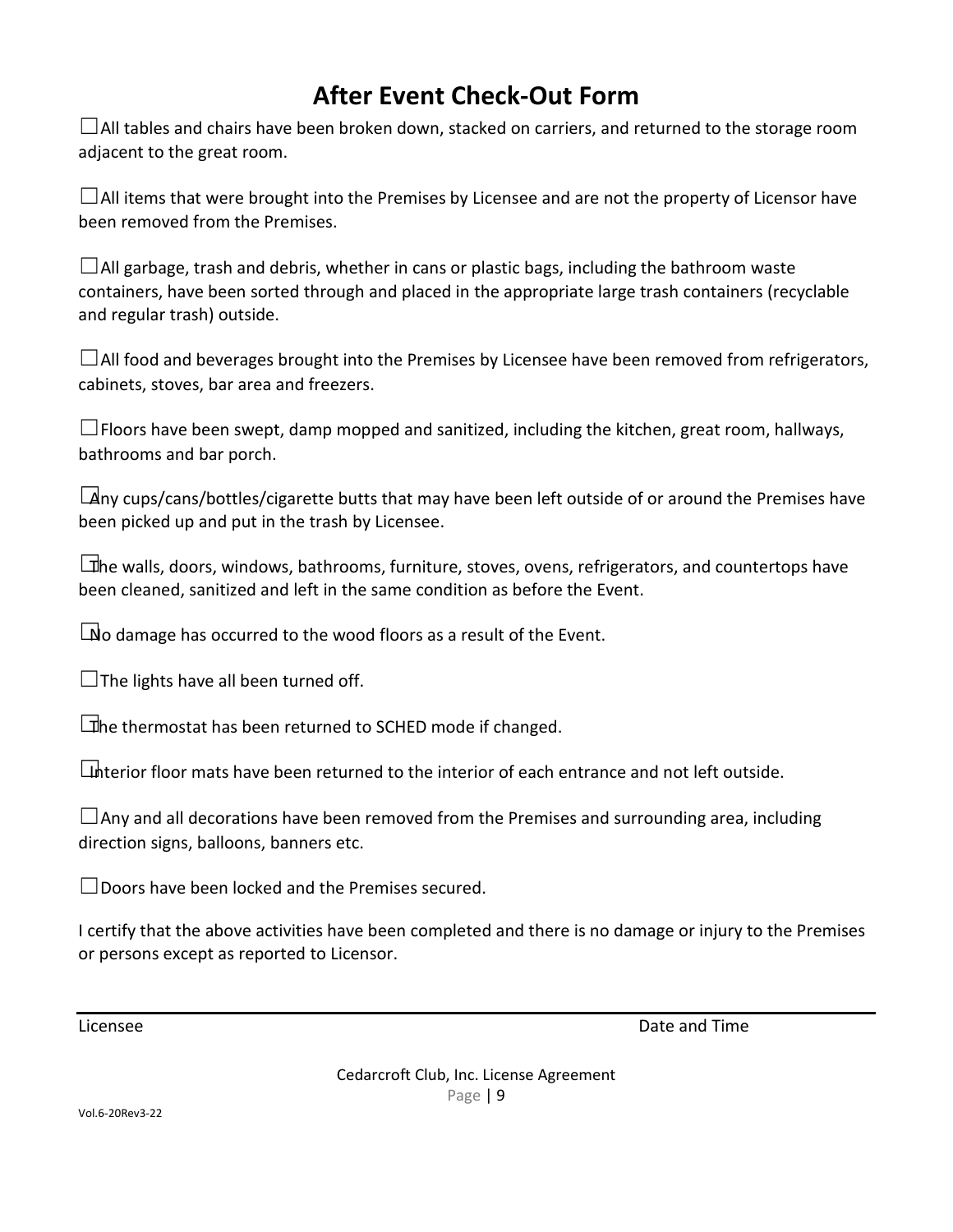# After Event Check-Out Form

☐ All tables and chairs have been broken down, stacked on carriers, and returned to the storage room adjacent to the great room.

☐ All items that were brought into the Premises by Licensee and are not the property of Licensor have been removed from the Premises.

☐ All garbage, trash and debris, whether in cans or plastic bags, including the bathroom waste containers, have been sorted through and placed in the appropriate large trash containers (recyclable and regular trash) outside.

☐ All food and beverages brought into the Premises by Licensee have been removed from refrigerators, cabinets, stoves, bar area and freezers.

☐ Floors have been swept, damp mopped and sanitized, including the kitchen, great room, hallways, bathrooms and bar porch.

☐ Any cups/cans/bottles/cigarette butts that may have been left outside of or around the Premises have been picked up and put in the trash by Licensee.

☐ The walls, doors, windows, bathrooms, furniture, stoves, ovens, refrigerators, and countertops have been cleaned, sanitized and left in the same condition as before the Event.

☐ No damage has occurred to the wood floors as a result of the Event.

☐ The lights have all been turned off.

☐ The thermostat has been returned to SCHED mode if changed.

☐ Interior floor mats have been returned to the interior of each entrance and not left outside.

☐ Any and all decorations have been removed from the Premises and surrounding area, including direction signs, balloons, banners etc.

☐ Doors have been locked and the Premises secured.

I certify that the above activities have been completed and there is no damage or injury to the Premises or persons except as reported to Licensor.

Licensee Date and Time

Cedarcroft Club, Inc. License Agreement

Vol.6-20Rev3-22